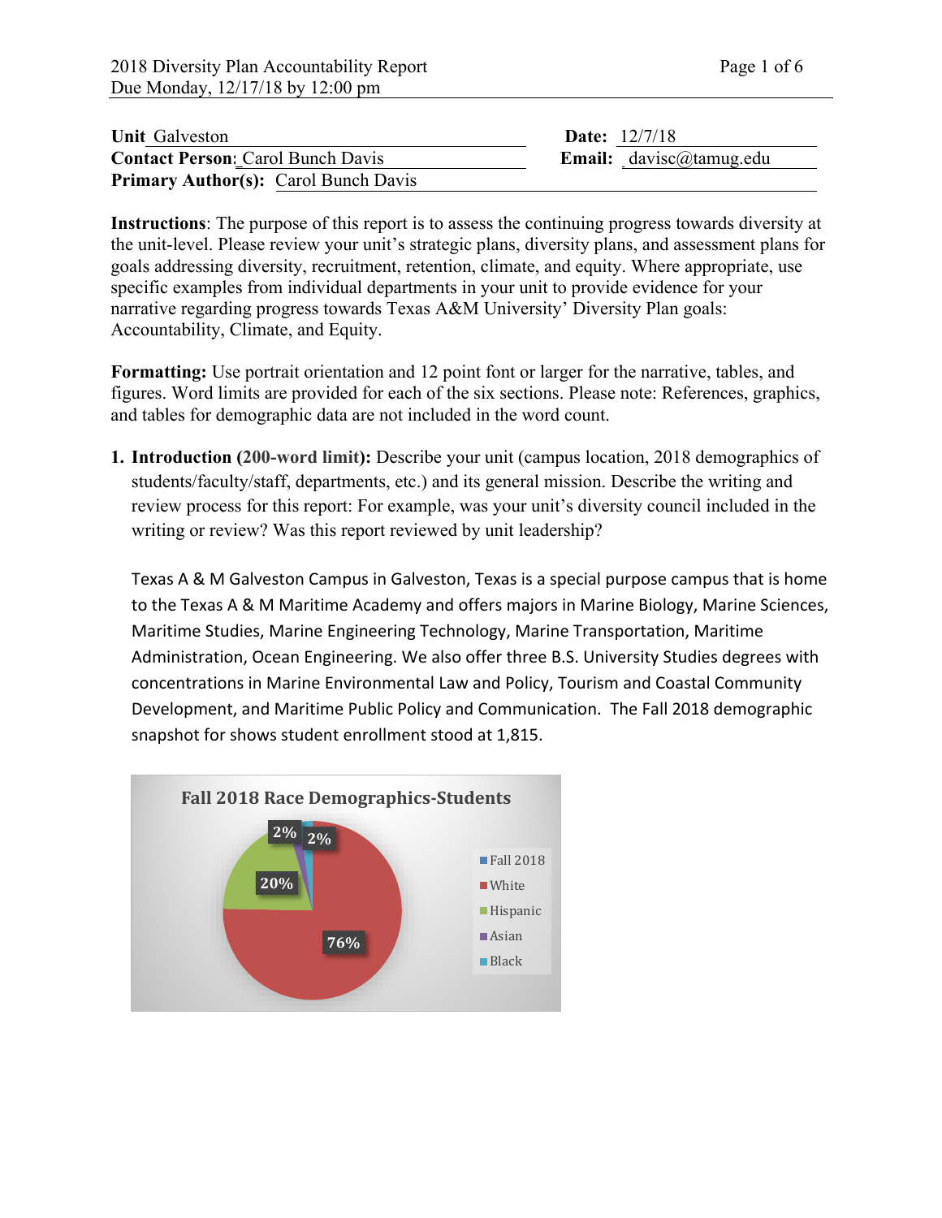2018 Diversity Plan Accountability Report
Due Monday, 12/17/18 by 12:00 pm

**Unit** Galveston **Date:** 12/7/18
**Contact Person:** Carol Bunch Davis **Email:** davisc@tamug.edu
**Primary Author(s):** Carol Bunch Davis

**Instructions**: The purpose of this report is to assess the continuing progress towards diversity at the unit-level. Please review your unit's strategic plans, diversity plans, and assessment plans for goals addressing diversity, recruitment, retention, climate, and equity. Where appropriate, use specific examples from individual departments in your unit to provide evidence for your narrative regarding progress towards Texas A&M University' Diversity Plan goals: Accountability, Climate, and Equity.

**Formatting:** Use portrait orientation and 12 point font or larger for the narrative, tables, and figures. Word limits are provided for each of the six sections. Please note: References, graphics, and tables for demographic data are not included in the word count.

1. **Introduction (200-word limit):** Describe your unit (campus location, 2018 demographics of students/faculty/staff, departments, etc.) and its general mission. Describe the writing and review process for this report: For example, was your unit's diversity council included in the writing or review? Was this report reviewed by unit leadership?

   Texas A & M Galveston Campus in Galveston, Texas is a special purpose campus that is home to the Texas A & M Maritime Academy and offers majors in Marine Biology, Marine Sciences, Maritime Studies, Marine Engineering Technology, Marine Transportation, Maritime Administration, Ocean Engineering. We also offer three B.S. University Studies degrees with concentrations in Marine Environmental Law and Policy, Tourism and Coastal Community Development, and Maritime Public Policy and Communication. The Fall 2018 demographic snapshot for shows student enrollment stood at 1,815.

**Fall 2018 Race Demographics-Students**

| Fall 2018 | % |
|---|---|
| White | 76% |
| Hispanic | 20% |
| Asian | 2% |
| Black | 2% |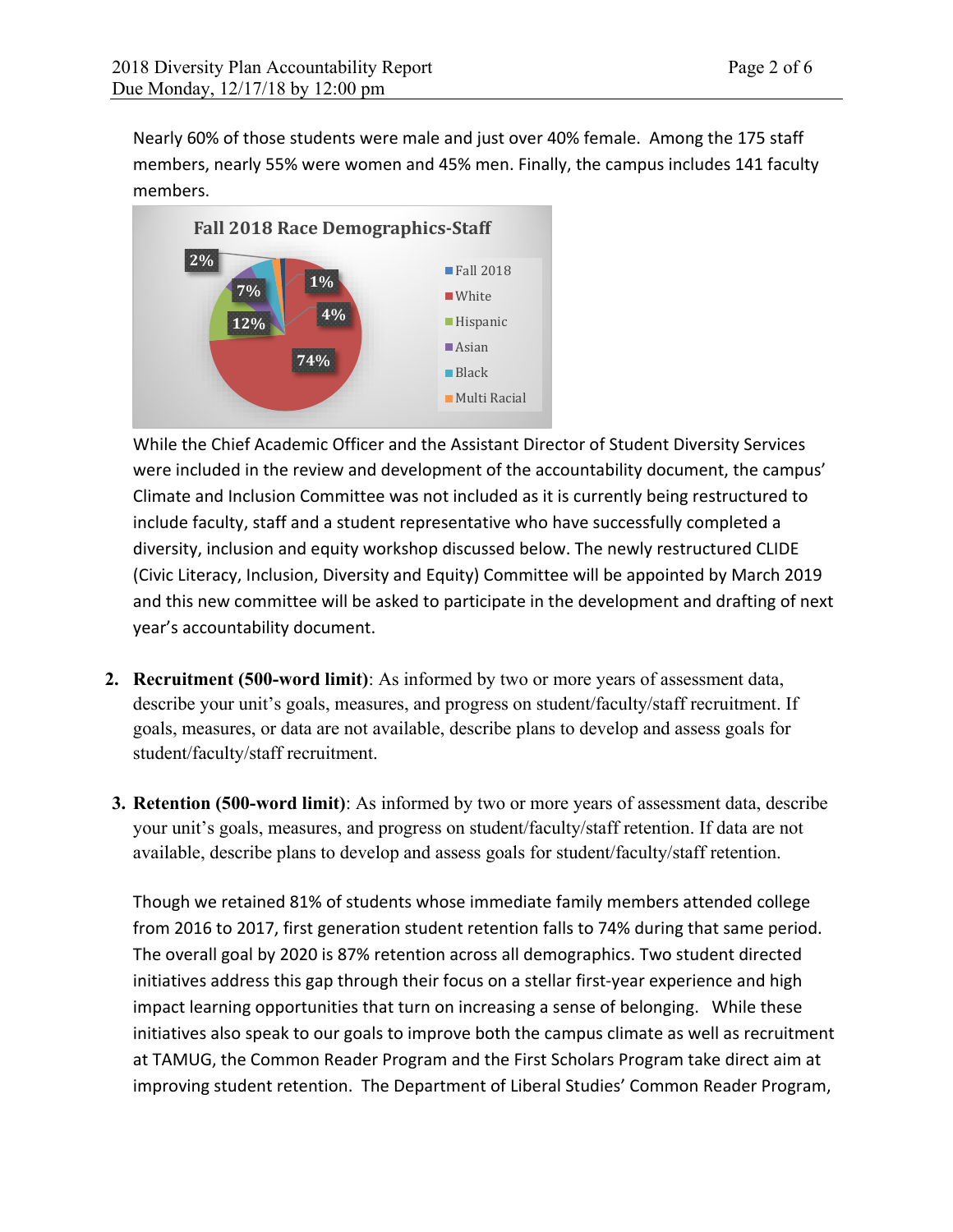Nearly 60% of those students were male and just over 40% female. Among the 175 staff members, nearly 55% were women and 45% men. Finally, the campus includes 141 faculty members.

**Fall 2018 Race Demographics-Staff**

| Fall 2018 | Percent |
|---|---|
| White | 74% |
| Hispanic | 12% |
| Asian | 7% |
| Black | 4% |
| Multi Racial | 2% |
| | 1% |

While the Chief Academic Officer and the Assistant Director of Student Diversity Services were included in the review and development of the accountability document, the campus' Climate and Inclusion Committee was not included as it is currently being restructured to include faculty, staff and a student representative who have successfully completed a diversity, inclusion and equity workshop discussed below. The newly restructured CLIDE (Civic Literacy, Inclusion, Diversity and Equity) Committee will be appointed by March 2019 and this new committee will be asked to participate in the development and drafting of next year's accountability document.

2. **Recruitment (500-word limit)**: As informed by two or more years of assessment data, describe your unit's goals, measures, and progress on student/faculty/staff recruitment. If goals, measures, or data are not available, describe plans to develop and assess goals for student/faculty/staff recruitment.

3. **Retention (500-word limit)**: As informed by two or more years of assessment data, describe your unit's goals, measures, and progress on student/faculty/staff retention. If data are not available, describe plans to develop and assess goals for student/faculty/staff retention.

   Though we retained 81% of students whose immediate family members attended college from 2016 to 2017, first generation student retention falls to 74% during that same period. The overall goal by 2020 is 87% retention across all demographics. Two student directed initiatives address this gap through their focus on a stellar first-year experience and high impact learning opportunities that turn on increasing a sense of belonging. While these initiatives also speak to our goals to improve both the campus climate as well as recruitment at TAMUG, the Common Reader Program and the First Scholars Program take direct aim at improving student retention. The Department of Liberal Studies' Common Reader Program,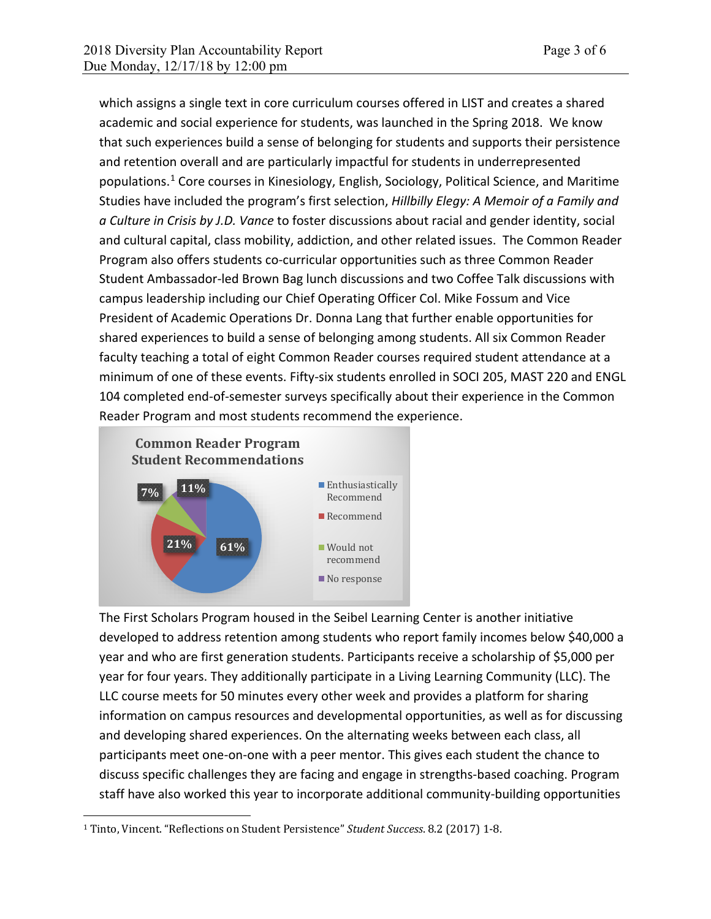which assigns a single text in core curriculum courses offered in LIST and creates a shared academic and social experience for students, was launched in the Spring 2018. We know that such experiences build a sense of belonging for students and supports their persistence and retention overall and are particularly impactful for students in underrepresented populations.[1] Core courses in Kinesiology, English, Sociology, Political Science, and Maritime Studies have included the program's first selection, *Hillbilly Elegy: A Memoir of a Family and a Culture in Crisis by J.D. Vance* to foster discussions about racial and gender identity, social and cultural capital, class mobility, addiction, and other related issues. The Common Reader Program also offers students co-curricular opportunities such as three Common Reader Student Ambassador-led Brown Bag lunch discussions and two Coffee Talk discussions with campus leadership including our Chief Operating Officer Col. Mike Fossum and Vice President of Academic Operations Dr. Donna Lang that further enable opportunities for shared experiences to build a sense of belonging among students. All six Common Reader faculty teaching a total of eight Common Reader courses required student attendance at a minimum of one of these events. Fifty-six students enrolled in SOCI 205, MAST 220 and ENGL 104 completed end-of-semester surveys specifically about their experience in the Common Reader Program and most students recommend the experience.

**Common Reader Program Student Recommendations**

| Response | Percentage |
|---|---|
| Enthusiastically Recommend | 61% |
| Recommend | 21% |
| Would not recommend | 7% |
| No response | 11% |

The First Scholars Program housed in the Seibel Learning Center is another initiative developed to address retention among students who report family incomes below $40,000 a year and who are first generation students. Participants receive a scholarship of $5,000 per year for four years. They additionally participate in a Living Learning Community (LLC). The LLC course meets for 50 minutes every other week and provides a platform for sharing information on campus resources and developmental opportunities, as well as for discussing and developing shared experiences. On the alternating weeks between each class, all participants meet one-on-one with a peer mentor. This gives each student the chance to discuss specific challenges they are facing and engage in strengths-based coaching. Program staff have also worked this year to incorporate additional community-building opportunities

[1] Tinto, Vincent. "Reflections on Student Persistence" *Student Success*. 8.2 (2017) 1-8.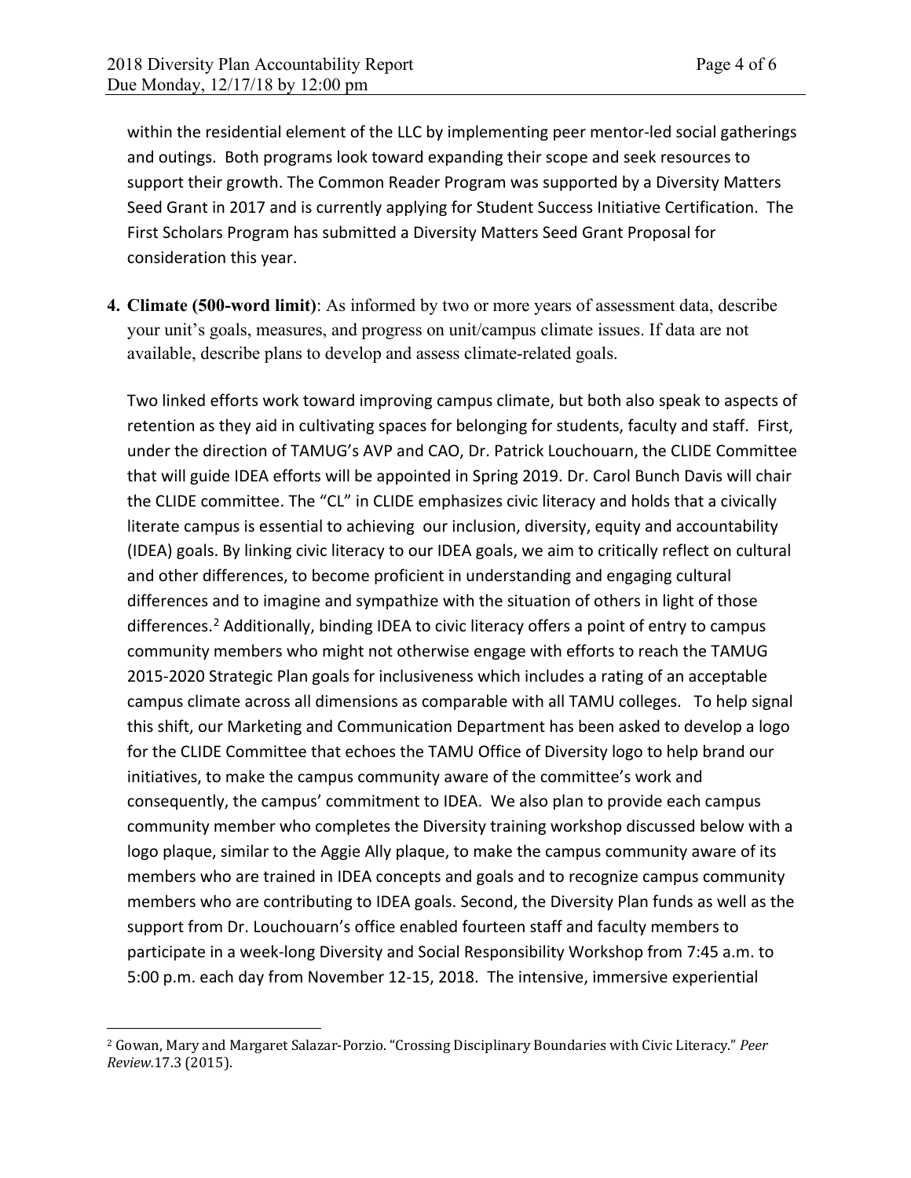within the residential element of the LLC by implementing peer mentor-led social gatherings and outings. Both programs look toward expanding their scope and seek resources to support their growth. The Common Reader Program was supported by a Diversity Matters Seed Grant in 2017 and is currently applying for Student Success Initiative Certification. The First Scholars Program has submitted a Diversity Matters Seed Grant Proposal for consideration this year.

**4. Climate (500-word limit)**: As informed by two or more years of assessment data, describe your unit's goals, measures, and progress on unit/campus climate issues. If data are not available, describe plans to develop and assess climate-related goals.

Two linked efforts work toward improving campus climate, but both also speak to aspects of retention as they aid in cultivating spaces for belonging for students, faculty and staff. First, under the direction of TAMUG's AVP and CAO, Dr. Patrick Louchouarn, the CLIDE Committee that will guide IDEA efforts will be appointed in Spring 2019. Dr. Carol Bunch Davis will chair the CLIDE committee. The "CL" in CLIDE emphasizes civic literacy and holds that a civically literate campus is essential to achieving our inclusion, diversity, equity and accountability (IDEA) goals. By linking civic literacy to our IDEA goals, we aim to critically reflect on cultural and other differences, to become proficient in understanding and engaging cultural differences and to imagine and sympathize with the situation of others in light of those differences.[2] Additionally, binding IDEA to civic literacy offers a point of entry to campus community members who might not otherwise engage with efforts to reach the TAMUG 2015-2020 Strategic Plan goals for inclusiveness which includes a rating of an acceptable campus climate across all dimensions as comparable with all TAMU colleges. To help signal this shift, our Marketing and Communication Department has been asked to develop a logo for the CLIDE Committee that echoes the TAMU Office of Diversity logo to help brand our initiatives, to make the campus community aware of the committee's work and consequently, the campus' commitment to IDEA. We also plan to provide each campus community member who completes the Diversity training workshop discussed below with a logo plaque, similar to the Aggie Ally plaque, to make the campus community aware of its members who are trained in IDEA concepts and goals and to recognize campus community members who are contributing to IDEA goals. Second, the Diversity Plan funds as well as the support from Dr. Louchouarn's office enabled fourteen staff and faculty members to participate in a week-long Diversity and Social Responsibility Workshop from 7:45 a.m. to 5:00 p.m. each day from November 12-15, 2018. The intensive, immersive experiential

[2] Gowan, Mary and Margaret Salazar-Porzio. "Crossing Disciplinary Boundaries with Civic Literacy." *Peer Review.*17.3 (2015).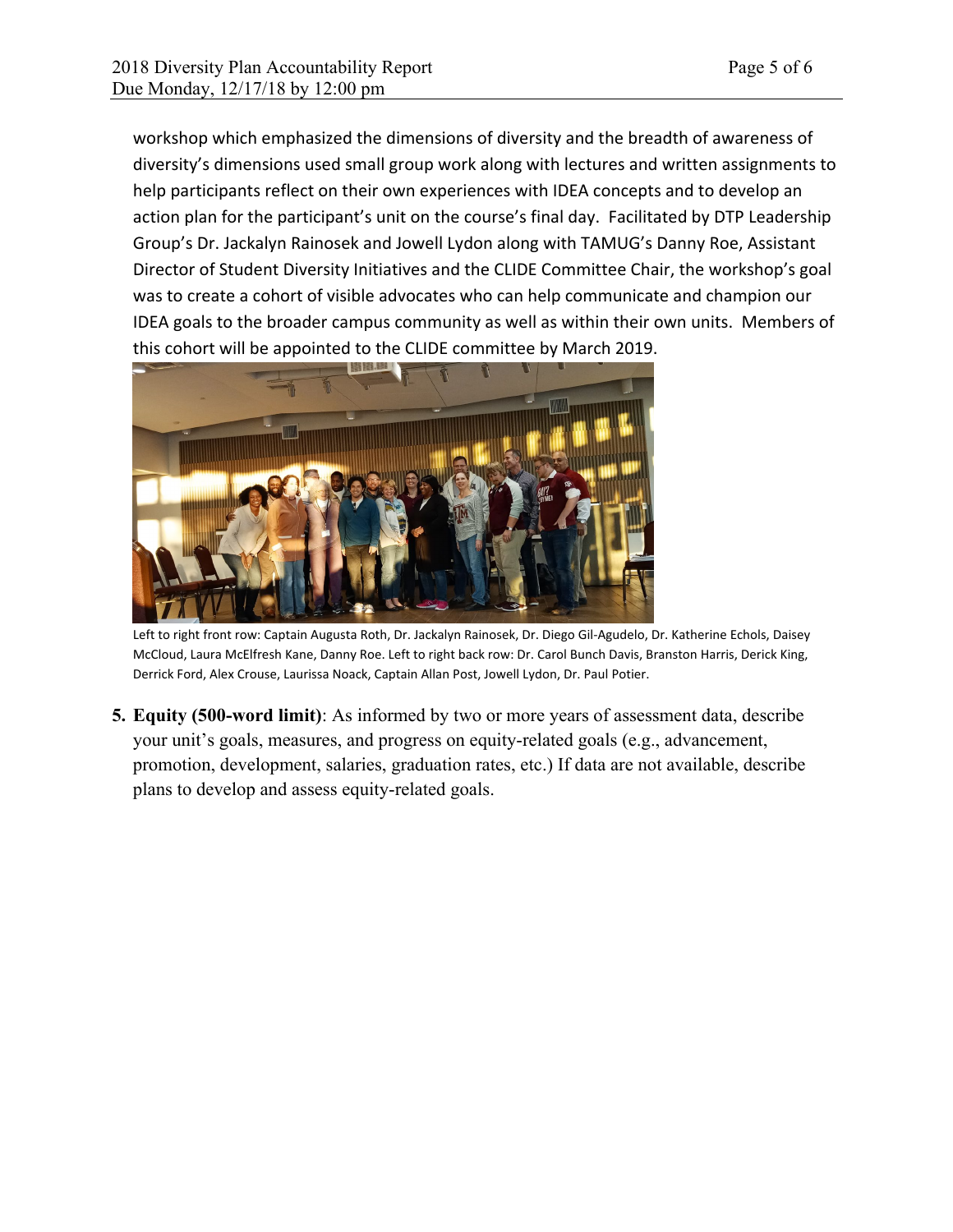workshop which emphasized the dimensions of diversity and the breadth of awareness of diversity's dimensions used small group work along with lectures and written assignments to help participants reflect on their own experiences with IDEA concepts and to develop an action plan for the participant's unit on the course's final day. Facilitated by DTP Leadership Group's Dr. Jackalyn Rainosek and Jowell Lydon along with TAMUG's Danny Roe, Assistant Director of Student Diversity Initiatives and the CLIDE Committee Chair, the workshop's goal was to create a cohort of visible advocates who can help communicate and champion our IDEA goals to the broader campus community as well as within their own units. Members of this cohort will be appointed to the CLIDE committee by March 2019.

Left to right front row: Captain Augusta Roth, Dr. Jackalyn Rainosek, Dr. Diego Gil-Agudelo, Dr. Katherine Echols, Daisey McCloud, Laura McElfresh Kane, Danny Roe. Left to right back row: Dr. Carol Bunch Davis, Branston Harris, Derick King, Derrick Ford, Alex Crouse, Laurissa Noack, Captain Allan Post, Jowell Lydon, Dr. Paul Potier.

5. **Equity (500-word limit)**: As informed by two or more years of assessment data, describe your unit's goals, measures, and progress on equity-related goals (e.g., advancement, promotion, development, salaries, graduation rates, etc.) If data are not available, describe plans to develop and assess equity-related goals.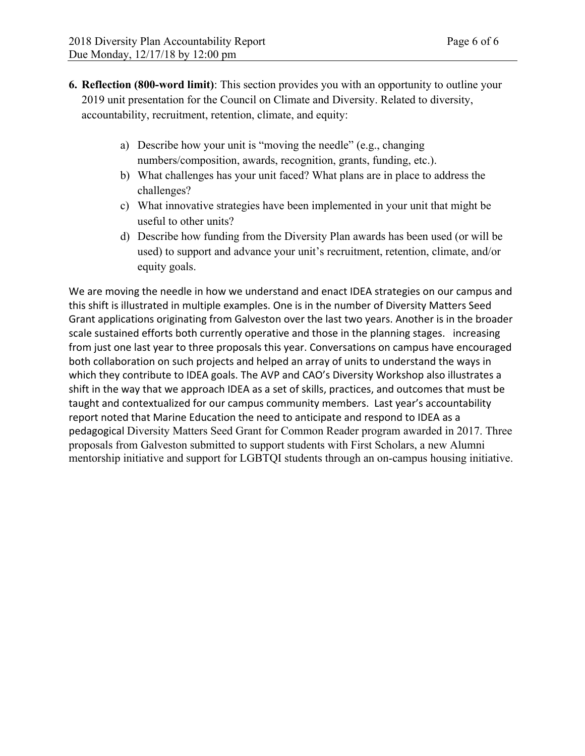6. **Reflection (800-word limit)**: This section provides you with an opportunity to outline your 2019 unit presentation for the Council on Climate and Diversity. Related to diversity, accountability, recruitment, retention, climate, and equity:

    a) Describe how your unit is "moving the needle" (e.g., changing numbers/composition, awards, recognition, grants, funding, etc.).
    b) What challenges has your unit faced? What plans are in place to address the challenges?
    c) What innovative strategies have been implemented in your unit that might be useful to other units?
    d) Describe how funding from the Diversity Plan awards has been used (or will be used) to support and advance your unit's recruitment, retention, climate, and/or equity goals.

We are moving the needle in how we understand and enact IDEA strategies on our campus and this shift is illustrated in multiple examples. One is in the number of Diversity Matters Seed Grant applications originating from Galveston over the last two years. Another is in the broader scale sustained efforts both currently operative and those in the planning stages. increasing from just one last year to three proposals this year. Conversations on campus have encouraged both collaboration on such projects and helped an array of units to understand the ways in which they contribute to IDEA goals. The AVP and CAO's Diversity Workshop also illustrates a shift in the way that we approach IDEA as a set of skills, practices, and outcomes that must be taught and contextualized for our campus community members. Last year's accountability report noted that Marine Education the need to anticipate and respond to IDEA as a pedagogical Diversity Matters Seed Grant for Common Reader program awarded in 2017. Three proposals from Galveston submitted to support students with First Scholars, a new Alumni mentorship initiative and support for LGBTQI students through an on-campus housing initiative.